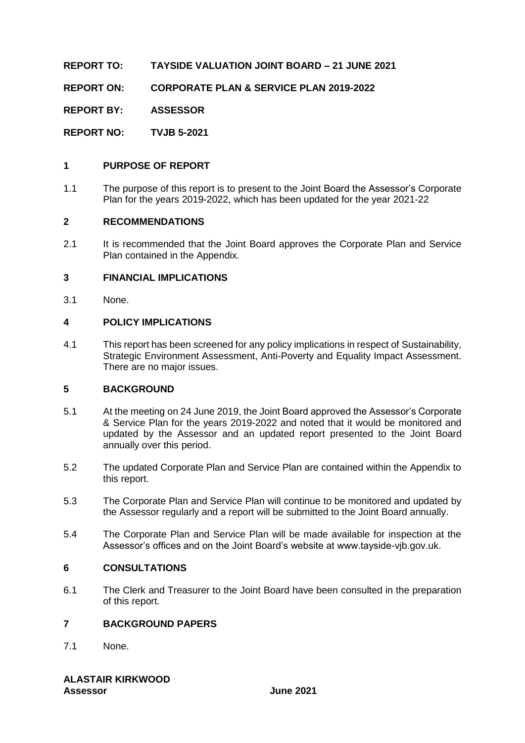**REPORT TO: TAYSIDE VALUATION JOINT BOARD – 21 JUNE 2021**

**REPORT ON: CORPORATE PLAN & SERVICE PLAN 2019-2022**

**REPORT BY: ASSESSOR**

**REPORT NO: TVJB 5-2021**

## 1 PURPOSE OF REPORT

1.1 The purpose of this report is to present to the Joint Board the Assessor's Corporate Plan for the years 2019-2022, which has been updated for the year 2021-22

## 2 RECOMMENDATIONS

2.1 It is recommended that the Joint Board approves the Corporate Plan and Service Plan contained in the Appendix.

## 3 FINANCIAL IMPLICATIONS

3.1 None.

## 4 POLICY IMPLICATIONS

4.1 This report has been screened for any policy implications in respect of Sustainability, Strategic Environment Assessment, Anti-Poverty and Equality Impact Assessment. There are no major issues.

## 5 BACKGROUND

5.1 At the meeting on 24 June 2019, the Joint Board approved the Assessor's Corporate & Service Plan for the years 2019-2022 and noted that it would be monitored and updated by the Assessor and an updated report presented to the Joint Board annually over this period.

5.2 The updated Corporate Plan and Service Plan are contained within the Appendix to this report.

5.3 The Corporate Plan and Service Plan will continue to be monitored and updated by the Assessor regularly and a report will be submitted to the Joint Board annually.

5.4 The Corporate Plan and Service Plan will be made available for inspection at the Assessor's offices and on the Joint Board's website at www.tayside-vjb.gov.uk.

## 6 CONSULTATIONS

6.1 The Clerk and Treasurer to the Joint Board have been consulted in the preparation of this report.

## 7 BACKGROUND PAPERS

7.1 None.

**ALASTAIR KIRKWOOD**
**Assessor** **June 2021**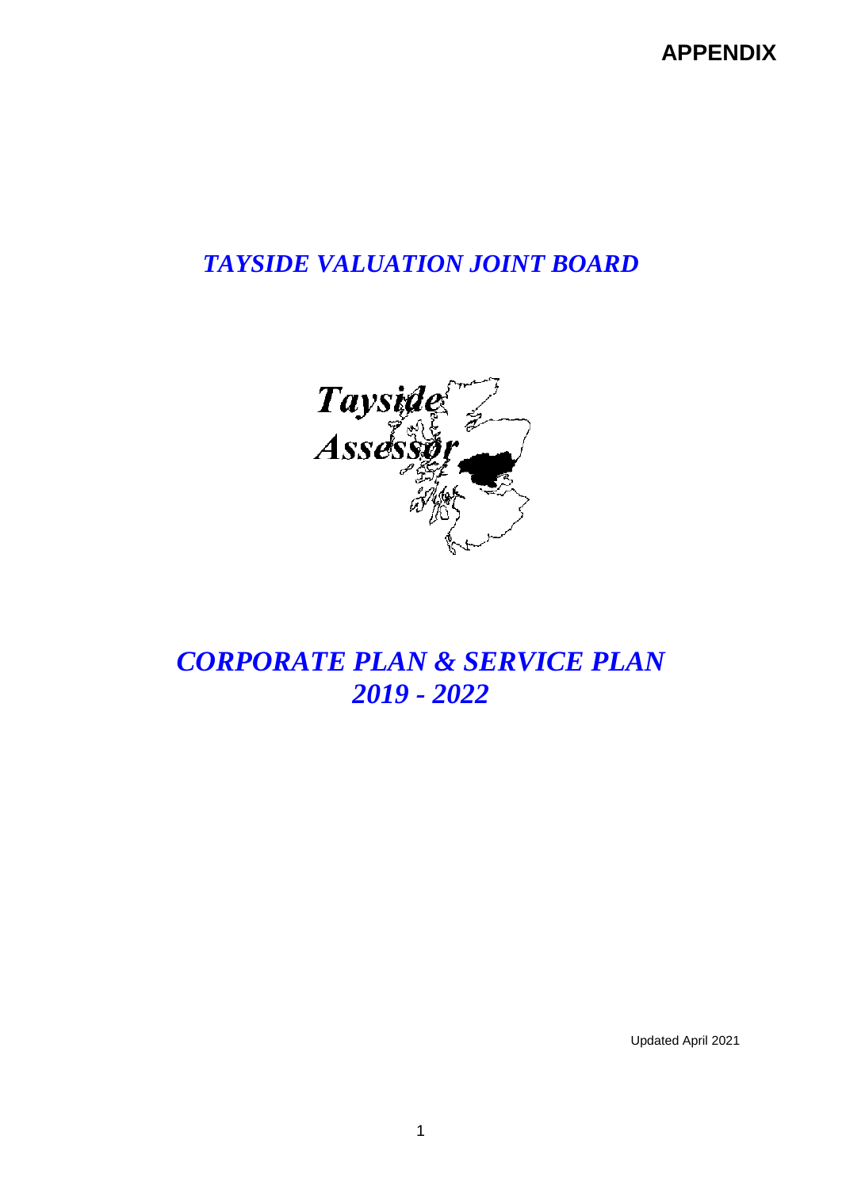**APPENDIX**

# *TAYSIDE VALUATION JOINT BOARD*

*Tayside Assessor*

# *CORPORATE PLAN & SERVICE PLAN 2019 - 2022*

Updated April 2021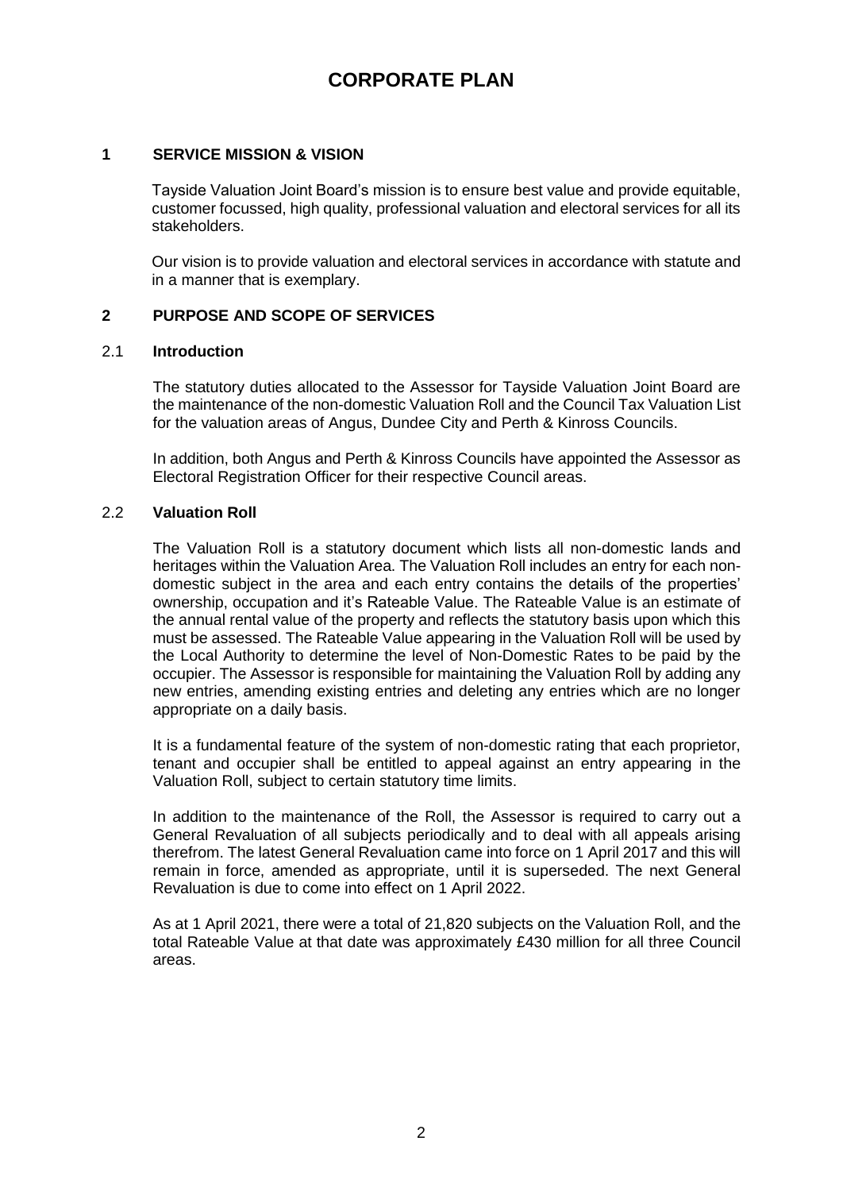# CORPORATE PLAN

## 1 SERVICE MISSION & VISION

Tayside Valuation Joint Board's mission is to ensure best value and provide equitable, customer focussed, high quality, professional valuation and electoral services for all its stakeholders.

Our vision is to provide valuation and electoral services in accordance with statute and in a manner that is exemplary.

## 2 PURPOSE AND SCOPE OF SERVICES

### 2.1 Introduction

The statutory duties allocated to the Assessor for Tayside Valuation Joint Board are the maintenance of the non-domestic Valuation Roll and the Council Tax Valuation List for the valuation areas of Angus, Dundee City and Perth & Kinross Councils.

In addition, both Angus and Perth & Kinross Councils have appointed the Assessor as Electoral Registration Officer for their respective Council areas.

### 2.2 Valuation Roll

The Valuation Roll is a statutory document which lists all non-domestic lands and heritages within the Valuation Area. The Valuation Roll includes an entry for each non-domestic subject in the area and each entry contains the details of the properties' ownership, occupation and it's Rateable Value. The Rateable Value is an estimate of the annual rental value of the property and reflects the statutory basis upon which this must be assessed. The Rateable Value appearing in the Valuation Roll will be used by the Local Authority to determine the level of Non-Domestic Rates to be paid by the occupier. The Assessor is responsible for maintaining the Valuation Roll by adding any new entries, amending existing entries and deleting any entries which are no longer appropriate on a daily basis.

It is a fundamental feature of the system of non-domestic rating that each proprietor, tenant and occupier shall be entitled to appeal against an entry appearing in the Valuation Roll, subject to certain statutory time limits.

In addition to the maintenance of the Roll, the Assessor is required to carry out a General Revaluation of all subjects periodically and to deal with all appeals arising therefrom. The latest General Revaluation came into force on 1 April 2017 and this will remain in force, amended as appropriate, until it is superseded. The next General Revaluation is due to come into effect on 1 April 2022.

As at 1 April 2021, there were a total of 21,820 subjects on the Valuation Roll, and the total Rateable Value at that date was approximately £430 million for all three Council areas.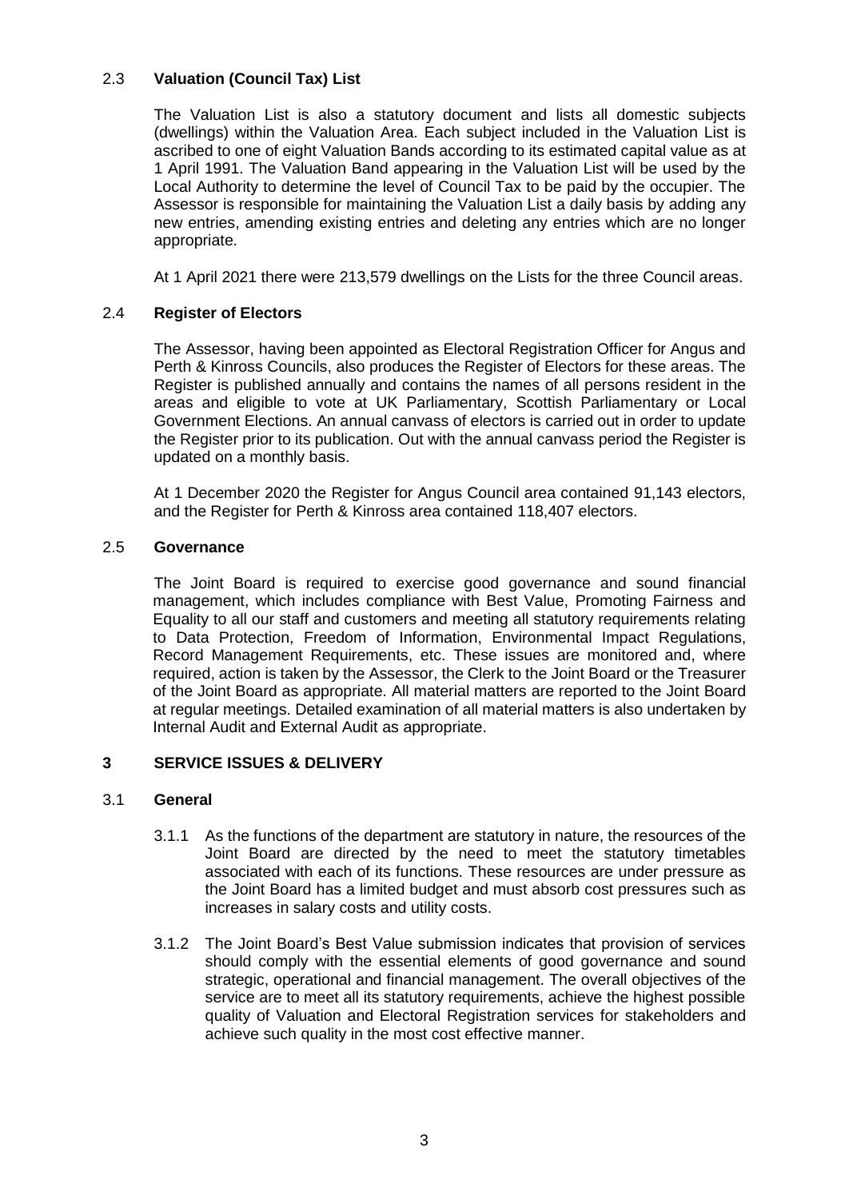### 2.3 **Valuation (Council Tax) List**

The Valuation List is also a statutory document and lists all domestic subjects (dwellings) within the Valuation Area. Each subject included in the Valuation List is ascribed to one of eight Valuation Bands according to its estimated capital value as at 1 April 1991. The Valuation Band appearing in the Valuation List will be used by the Local Authority to determine the level of Council Tax to be paid by the occupier. The Assessor is responsible for maintaining the Valuation List a daily basis by adding any new entries, amending existing entries and deleting any entries which are no longer appropriate.

At 1 April 2021 there were 213,579 dwellings on the Lists for the three Council areas.

### 2.4 **Register of Electors**

The Assessor, having been appointed as Electoral Registration Officer for Angus and Perth & Kinross Councils, also produces the Register of Electors for these areas. The Register is published annually and contains the names of all persons resident in the areas and eligible to vote at UK Parliamentary, Scottish Parliamentary or Local Government Elections. An annual canvass of electors is carried out in order to update the Register prior to its publication. Out with the annual canvass period the Register is updated on a monthly basis.

At 1 December 2020 the Register for Angus Council area contained 91,143 electors, and the Register for Perth & Kinross area contained 118,407 electors.

### 2.5 **Governance**

The Joint Board is required to exercise good governance and sound financial management, which includes compliance with Best Value, Promoting Fairness and Equality to all our staff and customers and meeting all statutory requirements relating to Data Protection, Freedom of Information, Environmental Impact Regulations, Record Management Requirements, etc. These issues are monitored and, where required, action is taken by the Assessor, the Clerk to the Joint Board or the Treasurer of the Joint Board as appropriate. All material matters are reported to the Joint Board at regular meetings. Detailed examination of all material matters is also undertaken by Internal Audit and External Audit as appropriate.

## 3 SERVICE ISSUES & DELIVERY

### 3.1 **General**

3.1.1 As the functions of the department are statutory in nature, the resources of the Joint Board are directed by the need to meet the statutory timetables associated with each of its functions. These resources are under pressure as the Joint Board has a limited budget and must absorb cost pressures such as increases in salary costs and utility costs.

3.1.2 The Joint Board's Best Value submission indicates that provision of services should comply with the essential elements of good governance and sound strategic, operational and financial management. The overall objectives of the service are to meet all its statutory requirements, achieve the highest possible quality of Valuation and Electoral Registration services for stakeholders and achieve such quality in the most cost effective manner.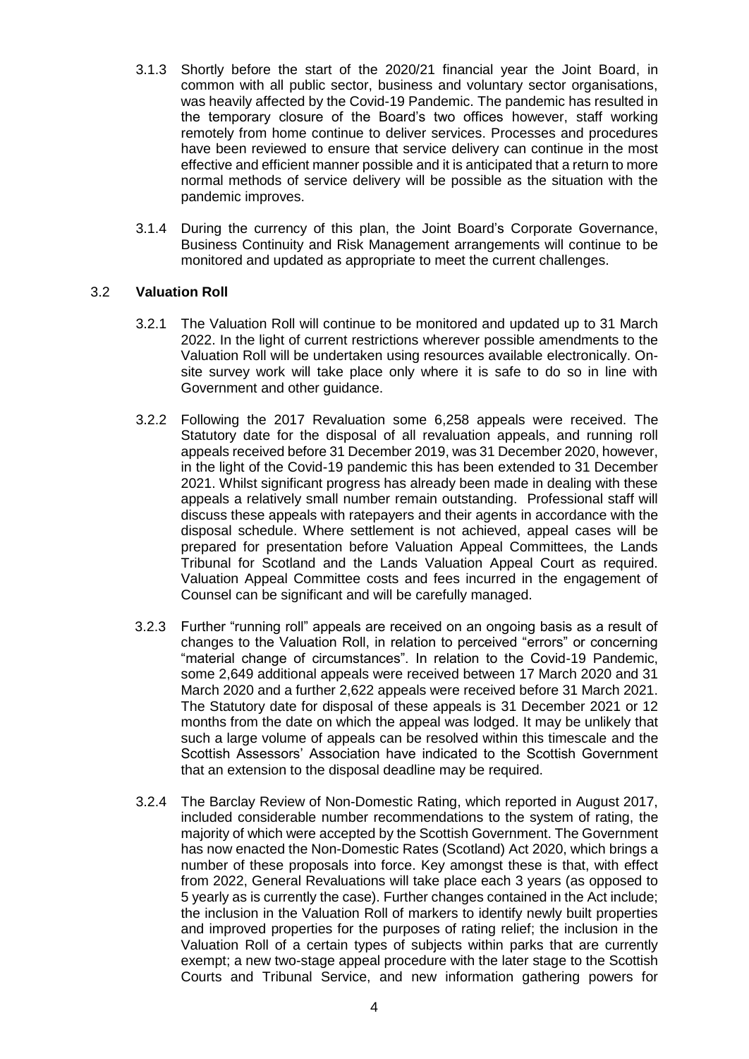3.1.3 Shortly before the start of the 2020/21 financial year the Joint Board, in common with all public sector, business and voluntary sector organisations, was heavily affected by the Covid-19 Pandemic. The pandemic has resulted in the temporary closure of the Board's two offices however, staff working remotely from home continue to deliver services. Processes and procedures have been reviewed to ensure that service delivery can continue in the most effective and efficient manner possible and it is anticipated that a return to more normal methods of service delivery will be possible as the situation with the pandemic improves.

3.1.4 During the currency of this plan, the Joint Board's Corporate Governance, Business Continuity and Risk Management arrangements will continue to be monitored and updated as appropriate to meet the current challenges.

### 3.2 **Valuation Roll**

3.2.1 The Valuation Roll will continue to be monitored and updated up to 31 March 2022. In the light of current restrictions wherever possible amendments to the Valuation Roll will be undertaken using resources available electronically. On-site survey work will take place only where it is safe to do so in line with Government and other guidance.

3.2.2 Following the 2017 Revaluation some 6,258 appeals were received. The Statutory date for the disposal of all revaluation appeals, and running roll appeals received before 31 December 2019, was 31 December 2020, however, in the light of the Covid-19 pandemic this has been extended to 31 December 2021. Whilst significant progress has already been made in dealing with these appeals a relatively small number remain outstanding. Professional staff will discuss these appeals with ratepayers and their agents in accordance with the disposal schedule. Where settlement is not achieved, appeal cases will be prepared for presentation before Valuation Appeal Committees, the Lands Tribunal for Scotland and the Lands Valuation Appeal Court as required. Valuation Appeal Committee costs and fees incurred in the engagement of Counsel can be significant and will be carefully managed.

3.2.3 Further "running roll" appeals are received on an ongoing basis as a result of changes to the Valuation Roll, in relation to perceived "errors" or concerning "material change of circumstances". In relation to the Covid-19 Pandemic, some 2,649 additional appeals were received between 17 March 2020 and 31 March 2020 and a further 2,622 appeals were received before 31 March 2021. The Statutory date for disposal of these appeals is 31 December 2021 or 12 months from the date on which the appeal was lodged. It may be unlikely that such a large volume of appeals can be resolved within this timescale and the Scottish Assessors' Association have indicated to the Scottish Government that an extension to the disposal deadline may be required.

3.2.4 The Barclay Review of Non-Domestic Rating, which reported in August 2017, included considerable number recommendations to the system of rating, the majority of which were accepted by the Scottish Government. The Government has now enacted the Non-Domestic Rates (Scotland) Act 2020, which brings a number of these proposals into force. Key amongst these is that, with effect from 2022, General Revaluations will take place each 3 years (as opposed to 5 yearly as is currently the case). Further changes contained in the Act include; the inclusion in the Valuation Roll of markers to identify newly built properties and improved properties for the purposes of rating relief; the inclusion in the Valuation Roll of a certain types of subjects within parks that are currently exempt; a new two-stage appeal procedure with the later stage to the Scottish Courts and Tribunal Service, and new information gathering powers for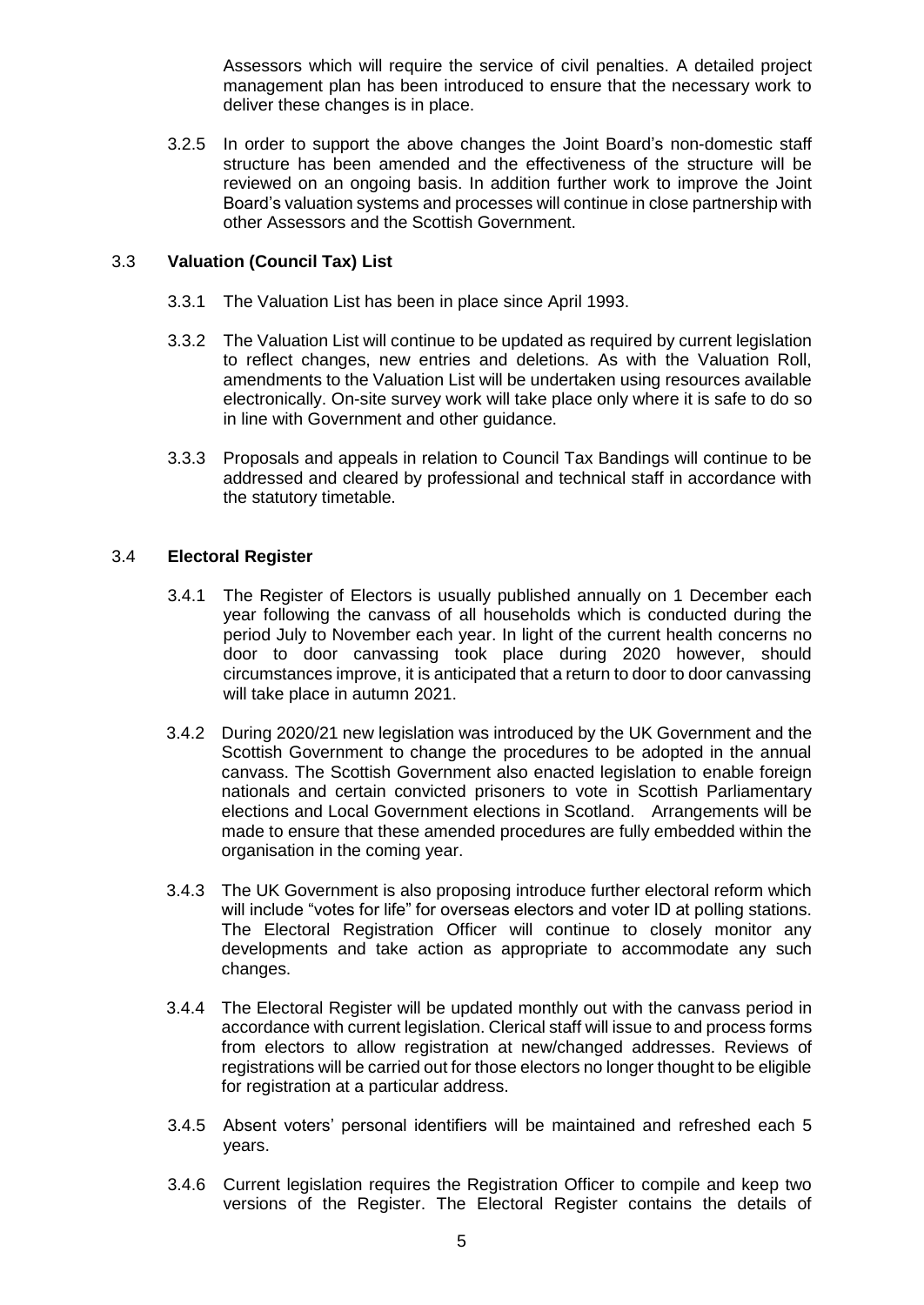Assessors which will require the service of civil penalties. A detailed project management plan has been introduced to ensure that the necessary work to deliver these changes is in place.

3.2.5 In order to support the above changes the Joint Board's non-domestic staff structure has been amended and the effectiveness of the structure will be reviewed on an ongoing basis. In addition further work to improve the Joint Board's valuation systems and processes will continue in close partnership with other Assessors and the Scottish Government.

### 3.3 **Valuation (Council Tax) List**

3.3.1 The Valuation List has been in place since April 1993.

3.3.2 The Valuation List will continue to be updated as required by current legislation to reflect changes, new entries and deletions. As with the Valuation Roll, amendments to the Valuation List will be undertaken using resources available electronically. On-site survey work will take place only where it is safe to do so in line with Government and other guidance.

3.3.3 Proposals and appeals in relation to Council Tax Bandings will continue to be addressed and cleared by professional and technical staff in accordance with the statutory timetable.

### 3.4 **Electoral Register**

3.4.1 The Register of Electors is usually published annually on 1 December each year following the canvass of all households which is conducted during the period July to November each year. In light of the current health concerns no door to door canvassing took place during 2020 however, should circumstances improve, it is anticipated that a return to door to door canvassing will take place in autumn 2021.

3.4.2 During 2020/21 new legislation was introduced by the UK Government and the Scottish Government to change the procedures to be adopted in the annual canvass. The Scottish Government also enacted legislation to enable foreign nationals and certain convicted prisoners to vote in Scottish Parliamentary elections and Local Government elections in Scotland. Arrangements will be made to ensure that these amended procedures are fully embedded within the organisation in the coming year.

3.4.3 The UK Government is also proposing introduce further electoral reform which will include "votes for life" for overseas electors and voter ID at polling stations. The Electoral Registration Officer will continue to closely monitor any developments and take action as appropriate to accommodate any such changes.

3.4.4 The Electoral Register will be updated monthly out with the canvass period in accordance with current legislation. Clerical staff will issue to and process forms from electors to allow registration at new/changed addresses. Reviews of registrations will be carried out for those electors no longer thought to be eligible for registration at a particular address.

3.4.5 Absent voters' personal identifiers will be maintained and refreshed each 5 years.

3.4.6 Current legislation requires the Registration Officer to compile and keep two versions of the Register. The Electoral Register contains the details of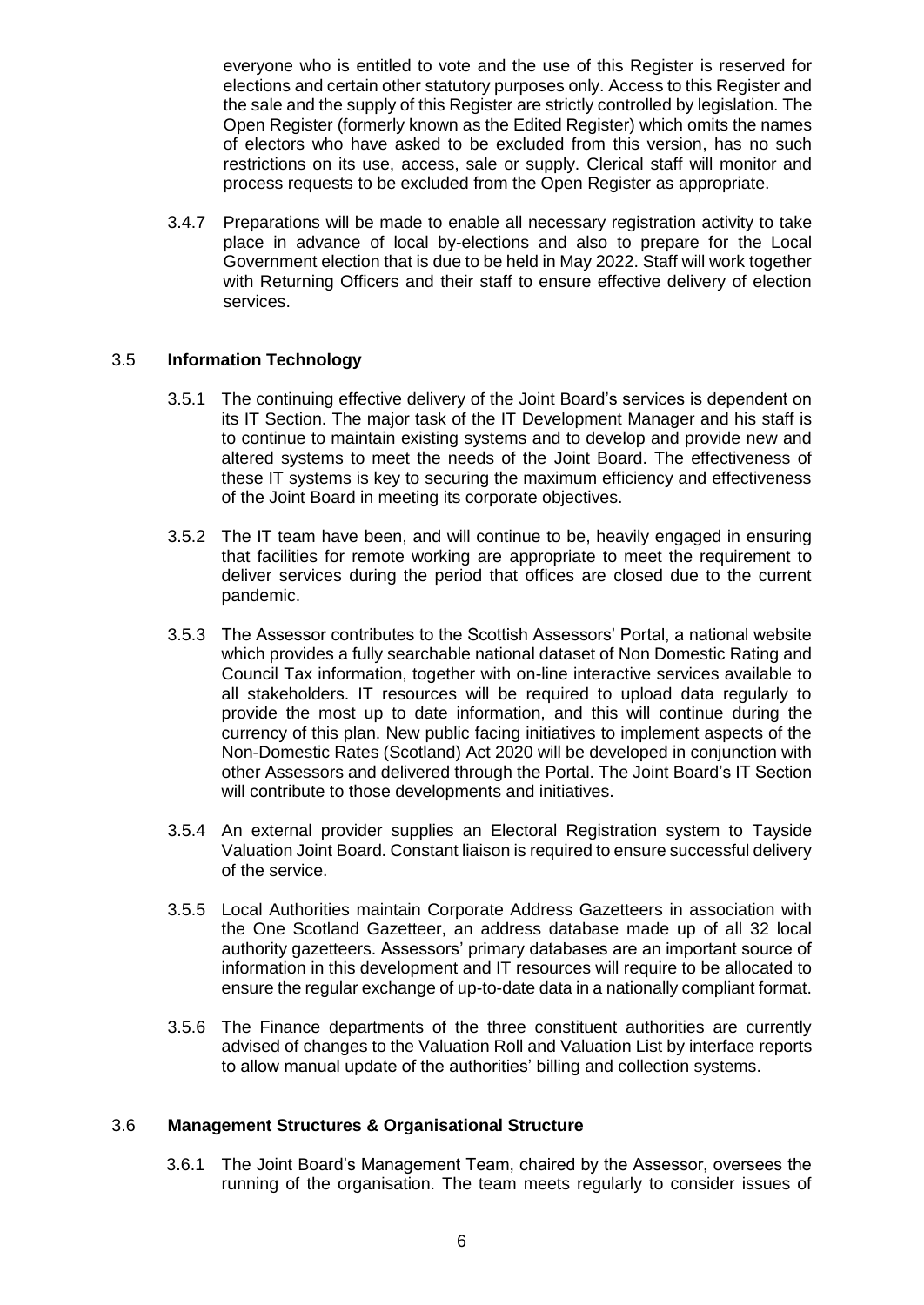everyone who is entitled to vote and the use of this Register is reserved for elections and certain other statutory purposes only. Access to this Register and the sale and the supply of this Register are strictly controlled by legislation. The Open Register (formerly known as the Edited Register) which omits the names of electors who have asked to be excluded from this version, has no such restrictions on its use, access, sale or supply. Clerical staff will monitor and process requests to be excluded from the Open Register as appropriate.

3.4.7 Preparations will be made to enable all necessary registration activity to take place in advance of local by-elections and also to prepare for the Local Government election that is due to be held in May 2022. Staff will work together with Returning Officers and their staff to ensure effective delivery of election services.

### 3.5 Information Technology

3.5.1 The continuing effective delivery of the Joint Board's services is dependent on its IT Section. The major task of the IT Development Manager and his staff is to continue to maintain existing systems and to develop and provide new and altered systems to meet the needs of the Joint Board. The effectiveness of these IT systems is key to securing the maximum efficiency and effectiveness of the Joint Board in meeting its corporate objectives.

3.5.2 The IT team have been, and will continue to be, heavily engaged in ensuring that facilities for remote working are appropriate to meet the requirement to deliver services during the period that offices are closed due to the current pandemic.

3.5.3 The Assessor contributes to the Scottish Assessors' Portal, a national website which provides a fully searchable national dataset of Non Domestic Rating and Council Tax information, together with on-line interactive services available to all stakeholders. IT resources will be required to upload data regularly to provide the most up to date information, and this will continue during the currency of this plan. New public facing initiatives to implement aspects of the Non-Domestic Rates (Scotland) Act 2020 will be developed in conjunction with other Assessors and delivered through the Portal. The Joint Board's IT Section will contribute to those developments and initiatives.

3.5.4 An external provider supplies an Electoral Registration system to Tayside Valuation Joint Board. Constant liaison is required to ensure successful delivery of the service.

3.5.5 Local Authorities maintain Corporate Address Gazetteers in association with the One Scotland Gazetteer, an address database made up of all 32 local authority gazetteers. Assessors' primary databases are an important source of information in this development and IT resources will require to be allocated to ensure the regular exchange of up-to-date data in a nationally compliant format.

3.5.6 The Finance departments of the three constituent authorities are currently advised of changes to the Valuation Roll and Valuation List by interface reports to allow manual update of the authorities' billing and collection systems.

### 3.6 Management Structures & Organisational Structure

3.6.1 The Joint Board's Management Team, chaired by the Assessor, oversees the running of the organisation. The team meets regularly to consider issues of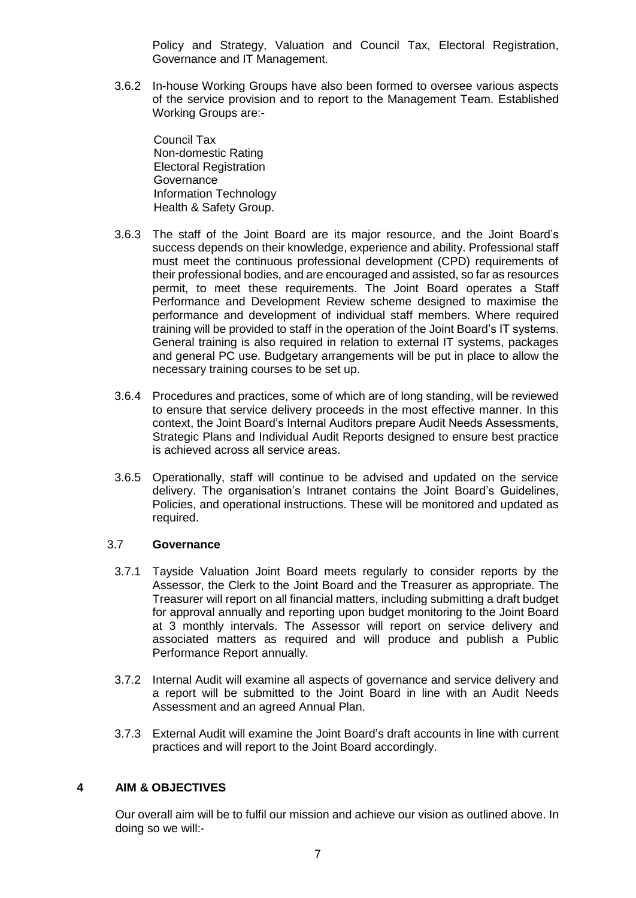Policy and Strategy, Valuation and Council Tax, Electoral Registration, Governance and IT Management.

3.6.2 In-house Working Groups have also been formed to oversee various aspects of the service provision and to report to the Management Team. Established Working Groups are:-

Council Tax
Non-domestic Rating
Electoral Registration
Governance
Information Technology
Health & Safety Group.

3.6.3 The staff of the Joint Board are its major resource, and the Joint Board's success depends on their knowledge, experience and ability. Professional staff must meet the continuous professional development (CPD) requirements of their professional bodies, and are encouraged and assisted, so far as resources permit, to meet these requirements. The Joint Board operates a Staff Performance and Development Review scheme designed to maximise the performance and development of individual staff members. Where required training will be provided to staff in the operation of the Joint Board's IT systems. General training is also required in relation to external IT systems, packages and general PC use. Budgetary arrangements will be put in place to allow the necessary training courses to be set up.

3.6.4 Procedures and practices, some of which are of long standing, will be reviewed to ensure that service delivery proceeds in the most effective manner. In this context, the Joint Board's Internal Auditors prepare Audit Needs Assessments, Strategic Plans and Individual Audit Reports designed to ensure best practice is achieved across all service areas.

3.6.5 Operationally, staff will continue to be advised and updated on the service delivery. The organisation's Intranet contains the Joint Board's Guidelines, Policies, and operational instructions. These will be monitored and updated as required.

### 3.7 Governance

3.7.1 Tayside Valuation Joint Board meets regularly to consider reports by the Assessor, the Clerk to the Joint Board and the Treasurer as appropriate. The Treasurer will report on all financial matters, including submitting a draft budget for approval annually and reporting upon budget monitoring to the Joint Board at 3 monthly intervals. The Assessor will report on service delivery and associated matters as required and will produce and publish a Public Performance Report annually.

3.7.2 Internal Audit will examine all aspects of governance and service delivery and a report will be submitted to the Joint Board in line with an Audit Needs Assessment and an agreed Annual Plan.

3.7.3 External Audit will examine the Joint Board's draft accounts in line with current practices and will report to the Joint Board accordingly.

## 4 AIM & OBJECTIVES

Our overall aim will be to fulfil our mission and achieve our vision as outlined above. In doing so we will:-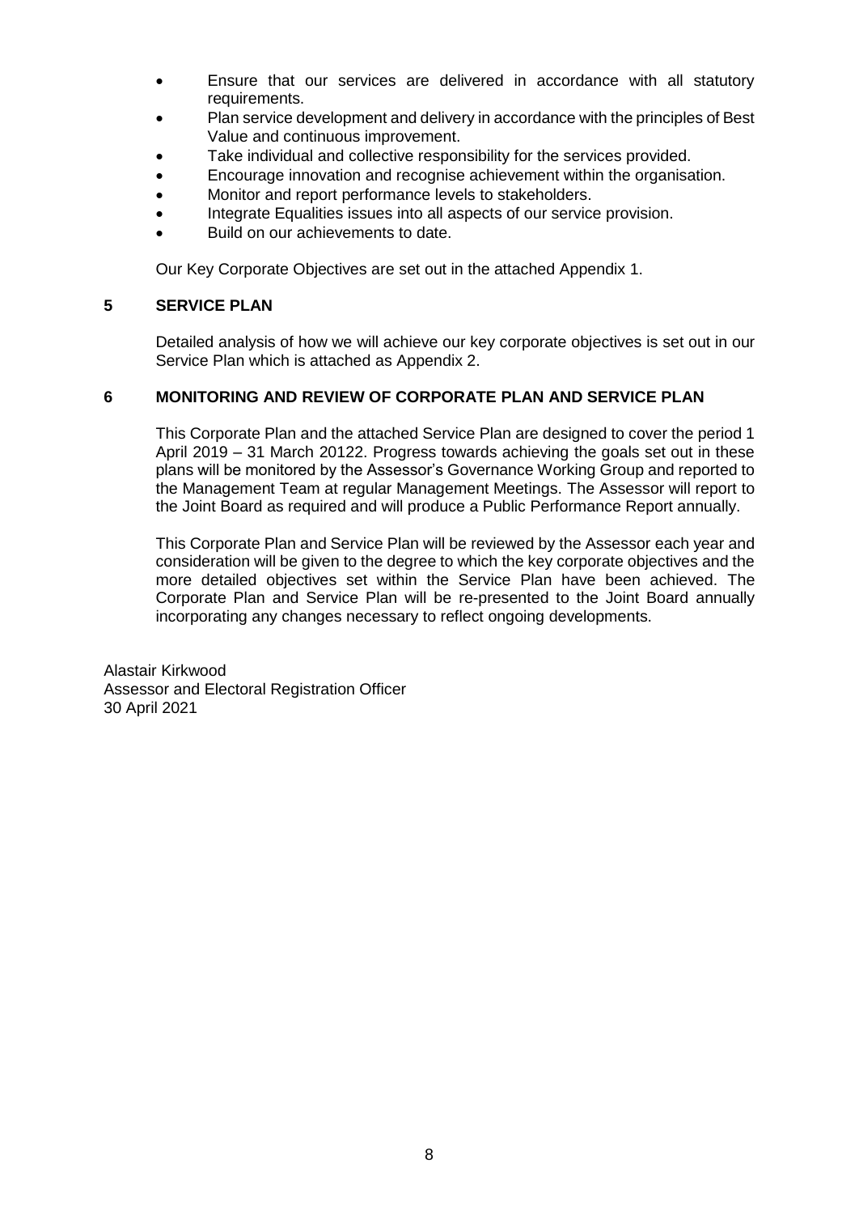- Ensure that our services are delivered in accordance with all statutory requirements.
- Plan service development and delivery in accordance with the principles of Best Value and continuous improvement.
- Take individual and collective responsibility for the services provided.
- Encourage innovation and recognise achievement within the organisation.
- Monitor and report performance levels to stakeholders.
- Integrate Equalities issues into all aspects of our service provision.
- Build on our achievements to date.

Our Key Corporate Objectives are set out in the attached Appendix 1.

## 5 SERVICE PLAN

Detailed analysis of how we will achieve our key corporate objectives is set out in our Service Plan which is attached as Appendix 2.

## 6 MONITORING AND REVIEW OF CORPORATE PLAN AND SERVICE PLAN

This Corporate Plan and the attached Service Plan are designed to cover the period 1 April 2019 – 31 March 20122. Progress towards achieving the goals set out in these plans will be monitored by the Assessor's Governance Working Group and reported to the Management Team at regular Management Meetings. The Assessor will report to the Joint Board as required and will produce a Public Performance Report annually.

This Corporate Plan and Service Plan will be reviewed by the Assessor each year and consideration will be given to the degree to which the key corporate objectives and the more detailed objectives set within the Service Plan have been achieved. The Corporate Plan and Service Plan will be re-presented to the Joint Board annually incorporating any changes necessary to reflect ongoing developments.

Alastair Kirkwood
Assessor and Electoral Registration Officer
30 April 2021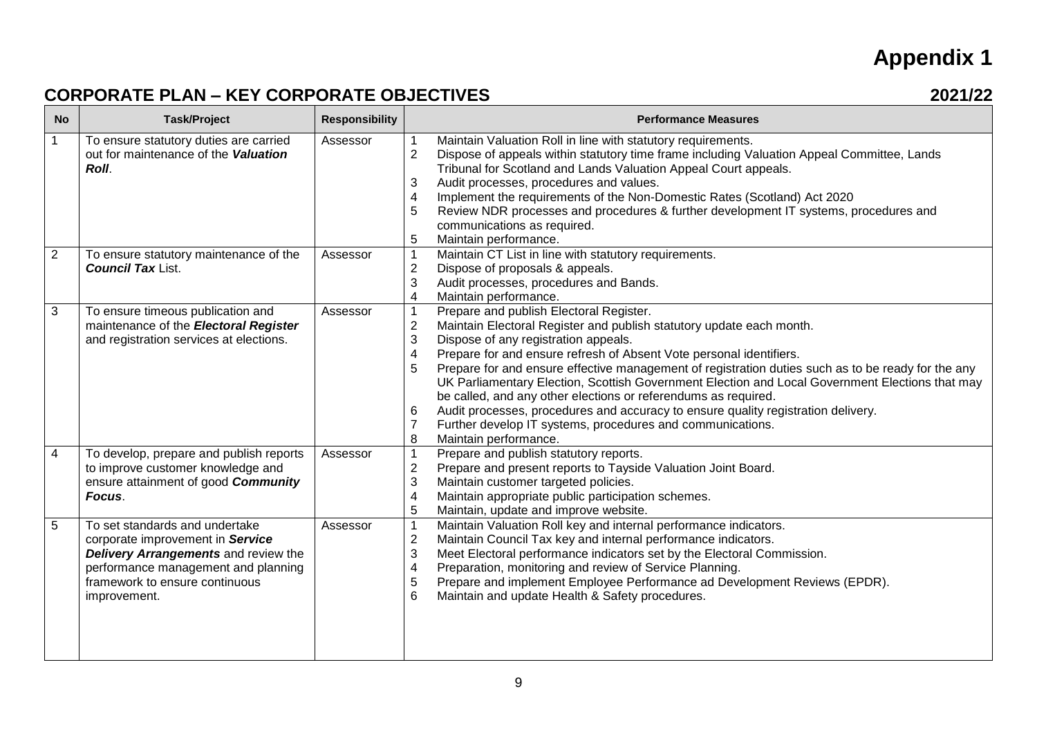# Appendix 1

## CORPORATE PLAN – KEY CORPORATE OBJECTIVES 2021/22

| No | Task/Project | Responsibility | Performance Measures |
|---|---|---|---|
| 1 | To ensure statutory duties are carried out for maintenance of the ***Valuation Roll***. | Assessor | 1 Maintain Valuation Roll in line with statutory requirements.<br>2 Dispose of appeals within statutory time frame including Valuation Appeal Committee, Lands Tribunal for Scotland and Lands Valuation Appeal Court appeals.<br>3 Audit processes, procedures and values.<br>4 Implement the requirements of the Non-Domestic Rates (Scotland) Act 2020<br>5 Review NDR processes and procedures & further development IT systems, procedures and communications as required.<br>5 Maintain performance. |
| 2 | To ensure statutory maintenance of the ***Council Tax*** List. | Assessor | 1 Maintain CT List in line with statutory requirements.<br>2 Dispose of proposals & appeals.<br>3 Audit processes, procedures and Bands.<br>4 Maintain performance. |
| 3 | To ensure timeous publication and maintenance of the ***Electoral Register*** and registration services at elections. | Assessor | 1 Prepare and publish Electoral Register.<br>2 Maintain Electoral Register and publish statutory update each month.<br>3 Dispose of any registration appeals.<br>4 Prepare for and ensure refresh of Absent Vote personal identifiers.<br>5 Prepare for and ensure effective management of registration duties such as to be ready for the any UK Parliamentary Election, Scottish Government Election and Local Government Elections that may be called, and any other elections or referendums as required.<br>6 Audit processes, procedures and accuracy to ensure quality registration delivery.<br>7 Further develop IT systems, procedures and communications.<br>8 Maintain performance. |
| 4 | To develop, prepare and publish reports to improve customer knowledge and ensure attainment of good ***Community Focus***. | Assessor | 1 Prepare and publish statutory reports.<br>2 Prepare and present reports to Tayside Valuation Joint Board.<br>3 Maintain customer targeted policies.<br>4 Maintain appropriate public participation schemes.<br>5 Maintain, update and improve website. |
| 5 | To set standards and undertake corporate improvement in ***Service Delivery Arrangements*** and review the performance management and planning framework to ensure continuous improvement. | Assessor | 1 Maintain Valuation Roll key and internal performance indicators.<br>2 Maintain Council Tax key and internal performance indicators.<br>3 Meet Electoral performance indicators set by the Electoral Commission.<br>4 Preparation, monitoring and review of Service Planning.<br>5 Prepare and implement Employee Performance ad Development Reviews (EPDR).<br>6 Maintain and update Health & Safety procedures. |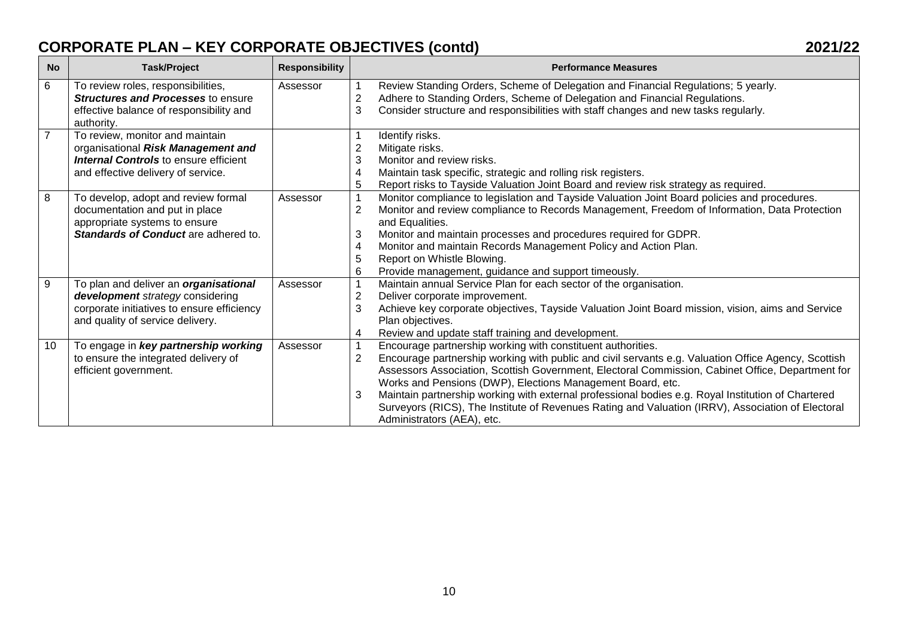# CORPORATE PLAN – KEY CORPORATE OBJECTIVES (contd) 2021/22

| No | Task/Project | Responsibility | Performance Measures |
|---|---|---|---|
| 6 | To review roles, responsibilities, ***Structures and Processes*** to ensure effective balance of responsibility and authority. | Assessor | 1 Review Standing Orders, Scheme of Delegation and Financial Regulations; 5 yearly.<br>2 Adhere to Standing Orders, Scheme of Delegation and Financial Regulations.<br>3 Consider structure and responsibilities with staff changes and new tasks regularly. |
| 7 | To review, monitor and maintain organisational ***Risk Management and Internal Controls*** to ensure efficient and effective delivery of service. | | 1 Identify risks.<br>2 Mitigate risks.<br>3 Monitor and review risks.<br>4 Maintain task specific, strategic and rolling risk registers.<br>5 Report risks to Tayside Valuation Joint Board and review risk strategy as required. |
| 8 | To develop, adopt and review formal documentation and put in place appropriate systems to ensure ***Standards of Conduct*** are adhered to. | Assessor | 1 Monitor compliance to legislation and Tayside Valuation Joint Board policies and procedures.<br>2 Monitor and review compliance to Records Management, Freedom of Information, Data Protection and Equalities.<br>3 Monitor and maintain processes and procedures required for GDPR.<br>4 Monitor and maintain Records Management Policy and Action Plan.<br>5 Report on Whistle Blowing.<br>6 Provide management, guidance and support timeously. |
| 9 | To plan and deliver an ***organisational development*** *strategy* considering corporate initiatives to ensure efficiency and quality of service delivery. | Assessor | 1 Maintain annual Service Plan for each sector of the organisation.<br>2 Deliver corporate improvement.<br>3 Achieve key corporate objectives, Tayside Valuation Joint Board mission, vision, aims and Service Plan objectives.<br>4 Review and update staff training and development. |
| 10 | To engage in ***key partnership working*** to ensure the integrated delivery of efficient government. | Assessor | 1 Encourage partnership working with constituent authorities.<br>2 Encourage partnership working with public and civil servants e.g. Valuation Office Agency, Scottish Assessors Association, Scottish Government, Electoral Commission, Cabinet Office, Department for Works and Pensions (DWP), Elections Management Board, etc.<br>3 Maintain partnership working with external professional bodies e.g. Royal Institution of Chartered Surveyors (RICS), The Institute of Revenues Rating and Valuation (IRRV), Association of Electoral Administrators (AEA), etc. |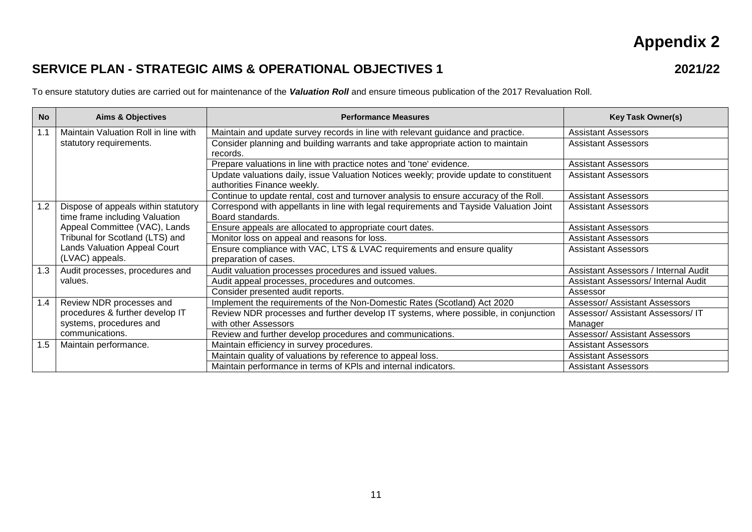# Appendix 2

## SERVICE PLAN - STRATEGIC AIMS & OPERATIONAL OBJECTIVES 1 — 2021/22

To ensure statutory duties are carried out for maintenance of the ***Valuation Roll*** and ensure timeous publication of the 2017 Revaluation Roll.

| No | Aims & Objectives | Performance Measures | Key Task Owner(s) |
|---|---|---|---|
| 1.1 | Maintain Valuation Roll in line with statutory requirements. | Maintain and update survey records in line with relevant guidance and practice. | Assistant Assessors |
| | | Consider planning and building warrants and take appropriate action to maintain records. | Assistant Assessors |
| | | Prepare valuations in line with practice notes and 'tone' evidence. | Assistant Assessors |
| | | Update valuations daily, issue Valuation Notices weekly; provide update to constituent authorities Finance weekly. | Assistant Assessors |
| | | Continue to update rental, cost and turnover analysis to ensure accuracy of the Roll. | Assistant Assessors |
| 1.2 | Dispose of appeals within statutory time frame including Valuation Appeal Committee (VAC), Lands Tribunal for Scotland (LTS) and Lands Valuation Appeal Court (LVAC) appeals. | Correspond with appellants in line with legal requirements and Tayside Valuation Joint Board standards. | Assistant Assessors |
| | | Ensure appeals are allocated to appropriate court dates. | Assistant Assessors |
| | | Monitor loss on appeal and reasons for loss. | Assistant Assessors |
| | | Ensure compliance with VAC, LTS & LVAC requirements and ensure quality preparation of cases. | Assistant Assessors |
| 1.3 | Audit processes, procedures and values. | Audit valuation processes procedures and issued values. | Assistant Assessors / Internal Audit |
| | | Audit appeal processes, procedures and outcomes. | Assistant Assessors/ Internal Audit |
| | | Consider presented audit reports. | Assessor |
| 1.4 | Review NDR processes and procedures & further develop IT systems, procedures and communications. | Implement the requirements of the Non-Domestic Rates (Scotland) Act 2020 | Assessor/ Assistant Assessors |
| | | Review NDR processes and further develop IT systems, where possible, in conjunction with other Assessors | Assessor/ Assistant Assessors/ IT Manager |
| | | Review and further develop procedures and communications. | Assessor/ Assistant Assessors |
| 1.5 | Maintain performance. | Maintain efficiency in survey procedures. | Assistant Assessors |
| | | Maintain quality of valuations by reference to appeal loss. | Assistant Assessors |
| | | Maintain performance in terms of KPIs and internal indicators. | Assistant Assessors |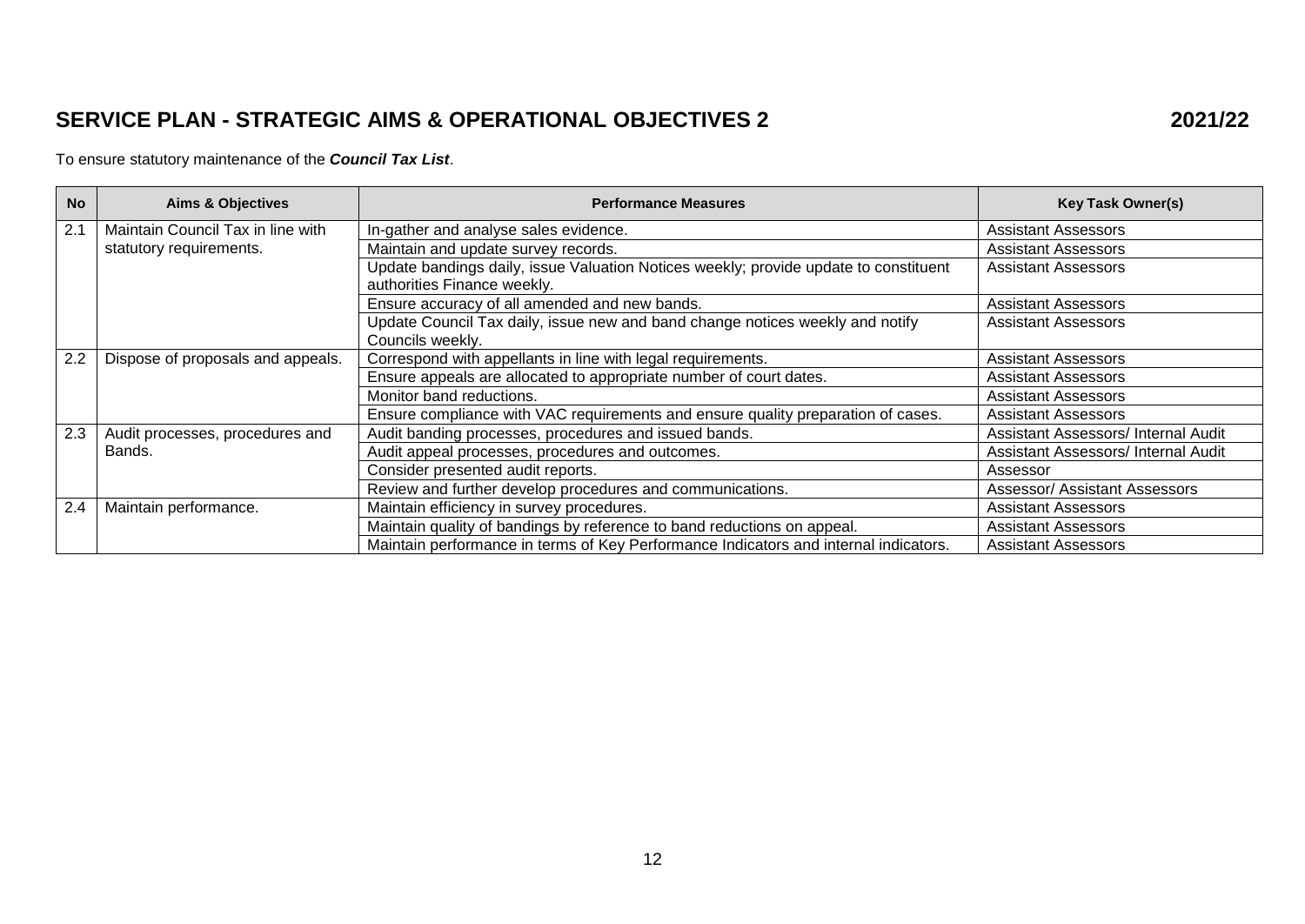# SERVICE PLAN - STRATEGIC AIMS & OPERATIONAL OBJECTIVES 2 2021/22

To ensure statutory maintenance of the ***Council Tax List***.

| No | Aims & Objectives | Performance Measures | Key Task Owner(s) |
|---|---|---|---|
| 2.1 | Maintain Council Tax in line with statutory requirements. | In-gather and analyse sales evidence. | Assistant Assessors |
| | | Maintain and update survey records. | Assistant Assessors |
| | | Update bandings daily, issue Valuation Notices weekly; provide update to constituent authorities Finance weekly. | Assistant Assessors |
| | | Ensure accuracy of all amended and new bands. | Assistant Assessors |
| | | Update Council Tax daily, issue new and band change notices weekly and notify Councils weekly. | Assistant Assessors |
| 2.2 | Dispose of proposals and appeals. | Correspond with appellants in line with legal requirements. | Assistant Assessors |
| | | Ensure appeals are allocated to appropriate number of court dates. | Assistant Assessors |
| | | Monitor band reductions. | Assistant Assessors |
| | | Ensure compliance with VAC requirements and ensure quality preparation of cases. | Assistant Assessors |
| 2.3 | Audit processes, procedures and Bands. | Audit banding processes, procedures and issued bands. | Assistant Assessors/ Internal Audit |
| | | Audit appeal processes, procedures and outcomes. | Assistant Assessors/ Internal Audit |
| | | Consider presented audit reports. | Assessor |
| | | Review and further develop procedures and communications. | Assessor/ Assistant Assessors |
| 2.4 | Maintain performance. | Maintain efficiency in survey procedures. | Assistant Assessors |
| | | Maintain quality of bandings by reference to band reductions on appeal. | Assistant Assessors |
| | | Maintain performance in terms of Key Performance Indicators and internal indicators. | Assistant Assessors |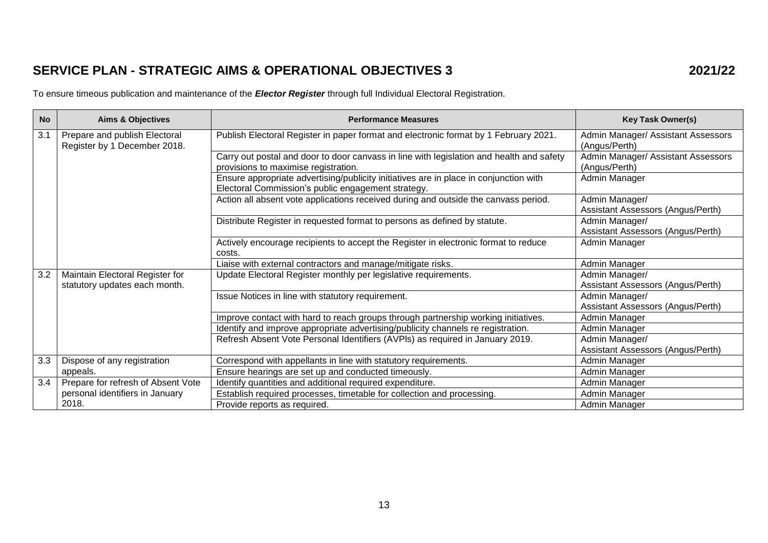## SERVICE PLAN - STRATEGIC AIMS & OPERATIONAL OBJECTIVES 3 2021/22

To ensure timeous publication and maintenance of the ***Elector Register*** through full Individual Electoral Registration.

| No | Aims & Objectives | Performance Measures | Key Task Owner(s) |
|---|---|---|---|
| 3.1 | Prepare and publish Electoral Register by 1 December 2018. | Publish Electoral Register in paper format and electronic format by 1 February 2021. | Admin Manager/ Assistant Assessors (Angus/Perth) |
| | | Carry out postal and door to door canvass in line with legislation and health and safety provisions to maximise registration. | Admin Manager/ Assistant Assessors (Angus/Perth) |
| | | Ensure appropriate advertising/publicity initiatives are in place in conjunction with Electoral Commission's public engagement strategy. | Admin Manager |
| | | Action all absent vote applications received during and outside the canvass period. | Admin Manager/ Assistant Assessors (Angus/Perth) |
| | | Distribute Register in requested format to persons as defined by statute. | Admin Manager/ Assistant Assessors (Angus/Perth) |
| | | Actively encourage recipients to accept the Register in electronic format to reduce costs. | Admin Manager |
| | | Liaise with external contractors and manage/mitigate risks. | Admin Manager |
| 3.2 | Maintain Electoral Register for statutory updates each month. | Update Electoral Register monthly per legislative requirements. | Admin Manager/ Assistant Assessors (Angus/Perth) |
| | | Issue Notices in line with statutory requirement. | Admin Manager/ Assistant Assessors (Angus/Perth) |
| | | Improve contact with hard to reach groups through partnership working initiatives. | Admin Manager |
| | | Identify and improve appropriate advertising/publicity channels re registration. | Admin Manager |
| | | Refresh Absent Vote Personal Identifiers (AVPIs) as required in January 2019. | Admin Manager/ Assistant Assessors (Angus/Perth) |
| 3.3 | Dispose of any registration appeals. | Correspond with appellants in line with statutory requirements. | Admin Manager |
| | | Ensure hearings are set up and conducted timeously. | Admin Manager |
| 3.4 | Prepare for refresh of Absent Vote personal identifiers in January 2018. | Identify quantities and additional required expenditure. | Admin Manager |
| | | Establish required processes, timetable for collection and processing. | Admin Manager |
| | | Provide reports as required. | Admin Manager |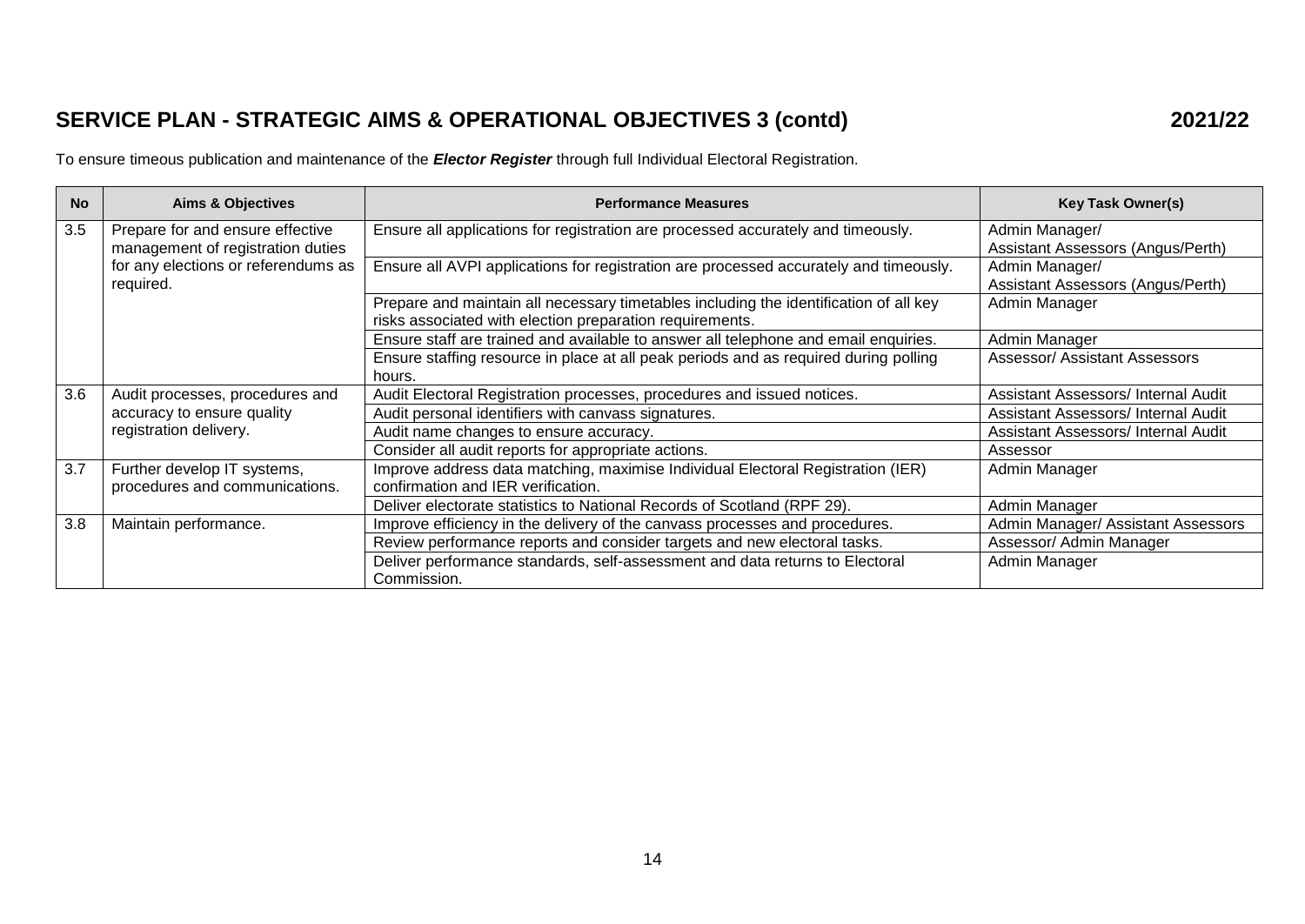## SERVICE PLAN - STRATEGIC AIMS & OPERATIONAL OBJECTIVES 3 (contd) 2021/22

To ensure timeous publication and maintenance of the ***Elector Register*** through full Individual Electoral Registration.

| No | Aims & Objectives | Performance Measures | Key Task Owner(s) |
|---|---|---|---|
| 3.5 | Prepare for and ensure effective management of registration duties for any elections or referendums as required. | Ensure all applications for registration are processed accurately and timeously. | Admin Manager/ Assistant Assessors (Angus/Perth) |
| | | Ensure all AVPI applications for registration are processed accurately and timeously. | Admin Manager/ Assistant Assessors (Angus/Perth) |
| | | Prepare and maintain all necessary timetables including the identification of all key risks associated with election preparation requirements. | Admin Manager |
| | | Ensure staff are trained and available to answer all telephone and email enquiries. | Admin Manager |
| | | Ensure staffing resource in place at all peak periods and as required during polling hours. | Assessor/ Assistant Assessors |
| 3.6 | Audit processes, procedures and accuracy to ensure quality registration delivery. | Audit Electoral Registration processes, procedures and issued notices. | Assistant Assessors/ Internal Audit |
| | | Audit personal identifiers with canvass signatures. | Assistant Assessors/ Internal Audit |
| | | Audit name changes to ensure accuracy. | Assistant Assessors/ Internal Audit |
| | | Consider all audit reports for appropriate actions. | Assessor |
| 3.7 | Further develop IT systems, procedures and communications. | Improve address data matching, maximise Individual Electoral Registration (IER) confirmation and IER verification. | Admin Manager |
| | | Deliver electorate statistics to National Records of Scotland (RPF 29). | Admin Manager |
| 3.8 | Maintain performance. | Improve efficiency in the delivery of the canvass processes and procedures. | Admin Manager/ Assistant Assessors |
| | | Review performance reports and consider targets and new electoral tasks. | Assessor/ Admin Manager |
| | | Deliver performance standards, self-assessment and data returns to Electoral Commission. | Admin Manager |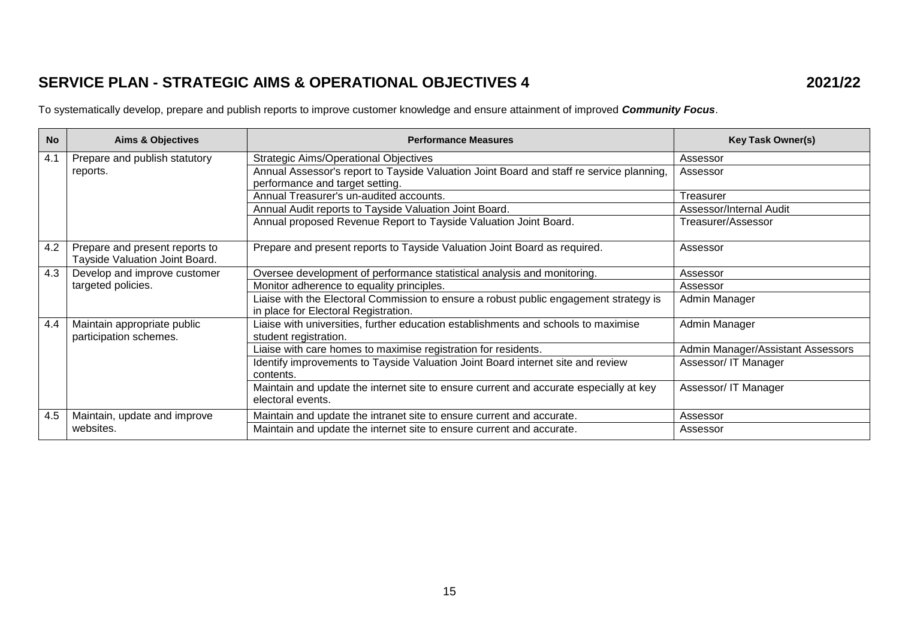# SERVICE PLAN - STRATEGIC AIMS & OPERATIONAL OBJECTIVES 4 2021/22

To systematically develop, prepare and publish reports to improve customer knowledge and ensure attainment of improved ***Community Focus***.

| No | Aims & Objectives | Performance Measures | Key Task Owner(s) |
|---|---|---|---|
| 4.1 | Prepare and publish statutory reports. | Strategic Aims/Operational Objectives | Assessor |
| | | Annual Assessor's report to Tayside Valuation Joint Board and staff re service planning, performance and target setting. | Assessor |
| | | Annual Treasurer's un-audited accounts. | Treasurer |
| | | Annual Audit reports to Tayside Valuation Joint Board. | Assessor/Internal Audit |
| | | Annual proposed Revenue Report to Tayside Valuation Joint Board. | Treasurer/Assessor |
| 4.2 | Prepare and present reports to Tayside Valuation Joint Board. | Prepare and present reports to Tayside Valuation Joint Board as required. | Assessor |
| 4.3 | Develop and improve customer targeted policies. | Oversee development of performance statistical analysis and monitoring. | Assessor |
| | | Monitor adherence to equality principles. | Assessor |
| | | Liaise with the Electoral Commission to ensure a robust public engagement strategy is in place for Electoral Registration. | Admin Manager |
| 4.4 | Maintain appropriate public participation schemes. | Liaise with universities, further education establishments and schools to maximise student registration. | Admin Manager |
| | | Liaise with care homes to maximise registration for residents. | Admin Manager/Assistant Assessors |
| | | Identify improvements to Tayside Valuation Joint Board internet site and review contents. | Assessor/ IT Manager |
| | | Maintain and update the internet site to ensure current and accurate especially at key electoral events. | Assessor/ IT Manager |
| 4.5 | Maintain, update and improve websites. | Maintain and update the intranet site to ensure current and accurate. | Assessor |
| | | Maintain and update the internet site to ensure current and accurate. | Assessor |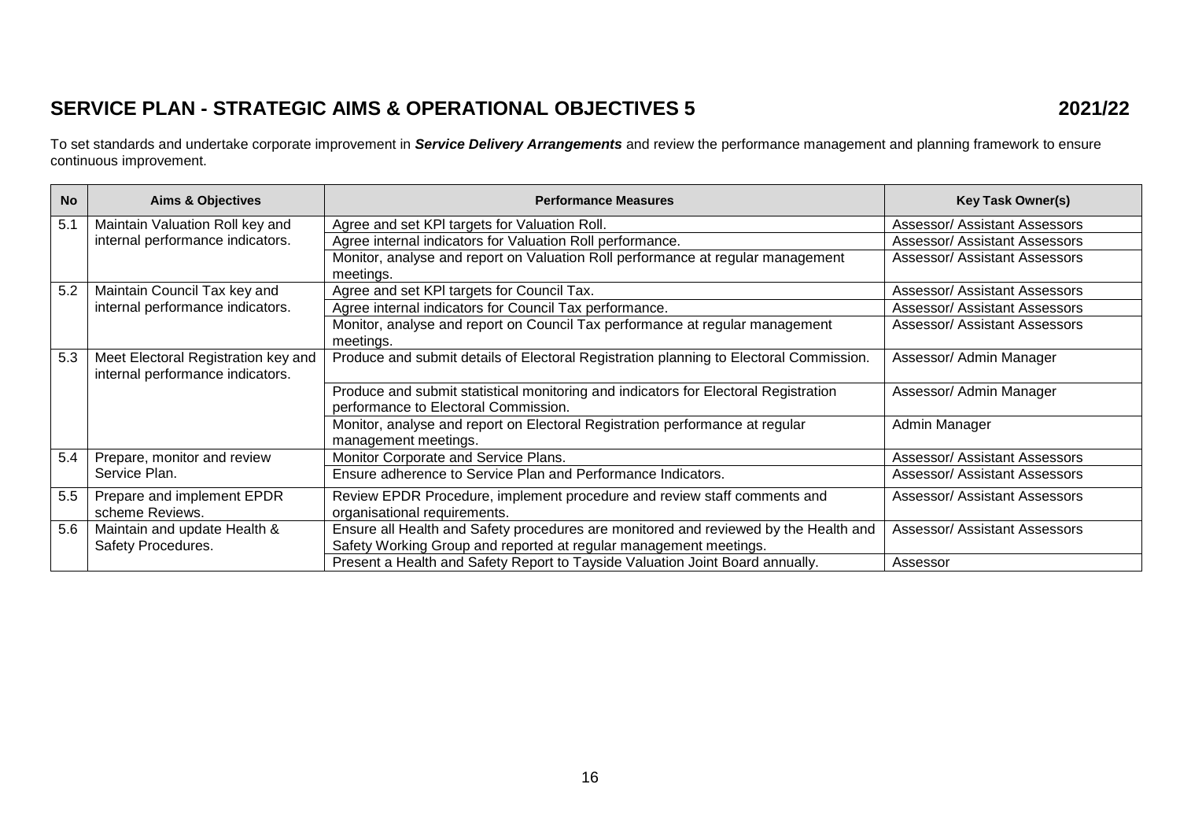## SERVICE PLAN - STRATEGIC AIMS & OPERATIONAL OBJECTIVES 5 2021/22

To set standards and undertake corporate improvement in ***Service Delivery Arrangements*** and review the performance management and planning framework to ensure continuous improvement.

| No | Aims & Objectives | Performance Measures | Key Task Owner(s) |
|---|---|---|---|
| 5.1 | Maintain Valuation Roll key and internal performance indicators. | Agree and set KPI targets for Valuation Roll. | Assessor/ Assistant Assessors |
| | | Agree internal indicators for Valuation Roll performance. | Assessor/ Assistant Assessors |
| | | Monitor, analyse and report on Valuation Roll performance at regular management meetings. | Assessor/ Assistant Assessors |
| 5.2 | Maintain Council Tax key and internal performance indicators. | Agree and set KPI targets for Council Tax. | Assessor/ Assistant Assessors |
| | | Agree internal indicators for Council Tax performance. | Assessor/ Assistant Assessors |
| | | Monitor, analyse and report on Council Tax performance at regular management meetings. | Assessor/ Assistant Assessors |
| 5.3 | Meet Electoral Registration key and internal performance indicators. | Produce and submit details of Electoral Registration planning to Electoral Commission. | Assessor/ Admin Manager |
| | | Produce and submit statistical monitoring and indicators for Electoral Registration performance to Electoral Commission. | Assessor/ Admin Manager |
| | | Monitor, analyse and report on Electoral Registration performance at regular management meetings. | Admin Manager |
| 5.4 | Prepare, monitor and review Service Plan. | Monitor Corporate and Service Plans. | Assessor/ Assistant Assessors |
| | | Ensure adherence to Service Plan and Performance Indicators. | Assessor/ Assistant Assessors |
| 5.5 | Prepare and implement EPDR scheme Reviews. | Review EPDR Procedure, implement procedure and review staff comments and organisational requirements. | Assessor/ Assistant Assessors |
| 5.6 | Maintain and update Health & Safety Procedures. | Ensure all Health and Safety procedures are monitored and reviewed by the Health and Safety Working Group and reported at regular management meetings. | Assessor/ Assistant Assessors |
| | | Present a Health and Safety Report to Tayside Valuation Joint Board annually. | Assessor |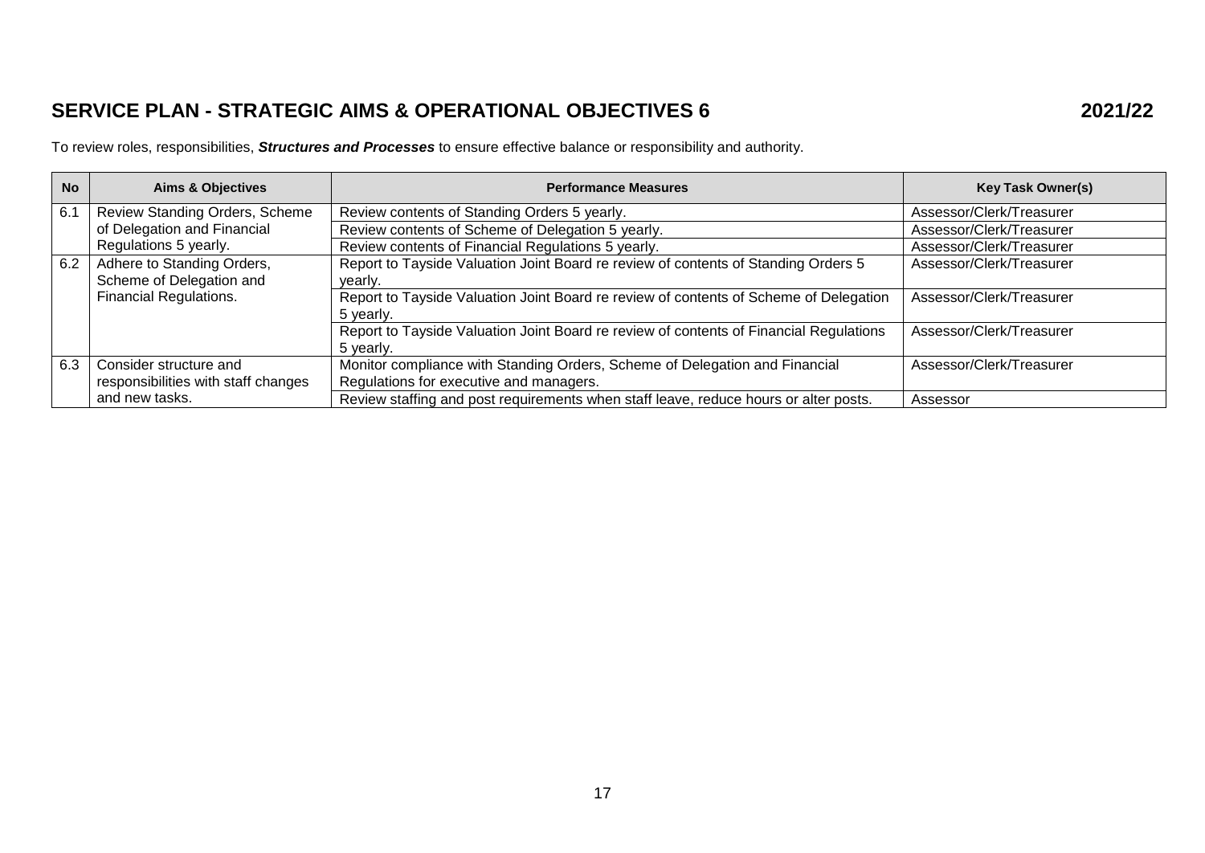## SERVICE PLAN - STRATEGIC AIMS & OPERATIONAL OBJECTIVES 6 2021/22

To review roles, responsibilities, ***Structures and Processes*** to ensure effective balance or responsibility and authority.

| No | Aims & Objectives | Performance Measures | Key Task Owner(s) |
|---|---|---|---|
| 6.1 | Review Standing Orders, Scheme of Delegation and Financial Regulations 5 yearly. | Review contents of Standing Orders 5 yearly. | Assessor/Clerk/Treasurer |
| | | Review contents of Scheme of Delegation 5 yearly. | Assessor/Clerk/Treasurer |
| | | Review contents of Financial Regulations 5 yearly. | Assessor/Clerk/Treasurer |
| 6.2 | Adhere to Standing Orders, Scheme of Delegation and Financial Regulations. | Report to Tayside Valuation Joint Board re review of contents of Standing Orders 5 yearly. | Assessor/Clerk/Treasurer |
| | | Report to Tayside Valuation Joint Board re review of contents of Scheme of Delegation 5 yearly. | Assessor/Clerk/Treasurer |
| | | Report to Tayside Valuation Joint Board re review of contents of Financial Regulations 5 yearly. | Assessor/Clerk/Treasurer |
| 6.3 | Consider structure and responsibilities with staff changes and new tasks. | Monitor compliance with Standing Orders, Scheme of Delegation and Financial Regulations for executive and managers. | Assessor/Clerk/Treasurer |
| | | Review staffing and post requirements when staff leave, reduce hours or alter posts. | Assessor |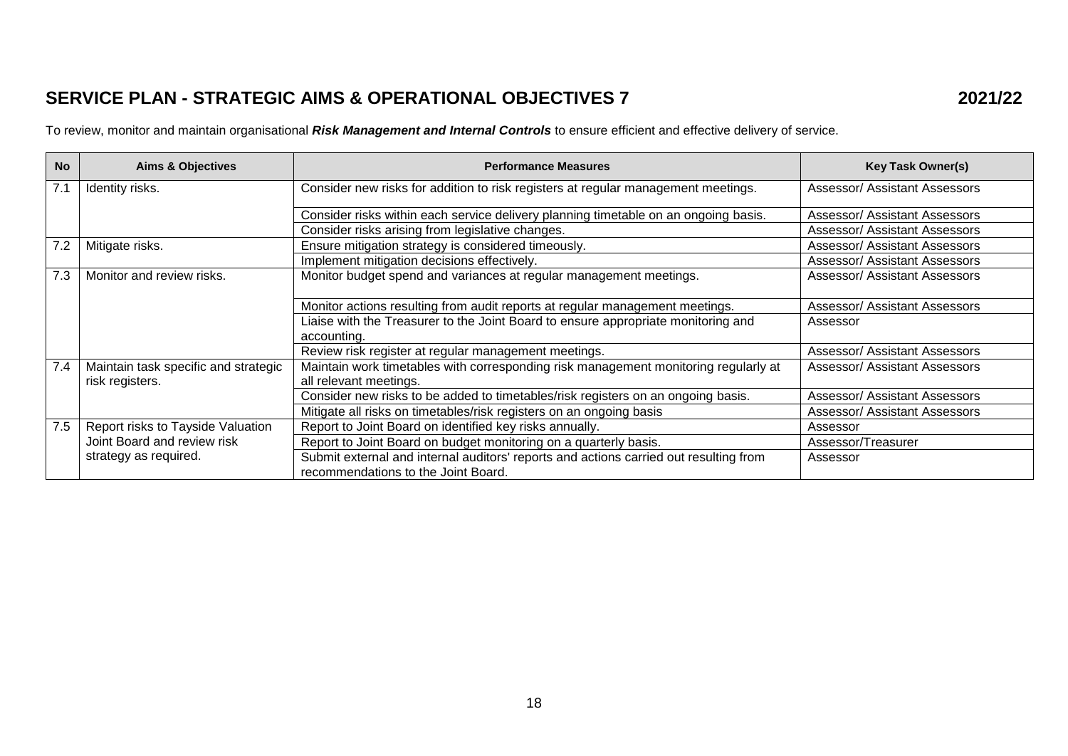## SERVICE PLAN - STRATEGIC AIMS & OPERATIONAL OBJECTIVES 7 2021/22

To review, monitor and maintain organisational ***Risk Management and Internal Controls*** to ensure efficient and effective delivery of service.

| No | Aims & Objectives | Performance Measures | Key Task Owner(s) |
|---|---|---|---|
| 7.1 | Identity risks. | Consider new risks for addition to risk registers at regular management meetings. | Assessor/ Assistant Assessors |
| | | Consider risks within each service delivery planning timetable on an ongoing basis. | Assessor/ Assistant Assessors |
| | | Consider risks arising from legislative changes. | Assessor/ Assistant Assessors |
| 7.2 | Mitigate risks. | Ensure mitigation strategy is considered timeously. | Assessor/ Assistant Assessors |
| | | Implement mitigation decisions effectively. | Assessor/ Assistant Assessors |
| 7.3 | Monitor and review risks. | Monitor budget spend and variances at regular management meetings. | Assessor/ Assistant Assessors |
| | | Monitor actions resulting from audit reports at regular management meetings. | Assessor/ Assistant Assessors |
| | | Liaise with the Treasurer to the Joint Board to ensure appropriate monitoring and accounting. | Assessor |
| | | Review risk register at regular management meetings. | Assessor/ Assistant Assessors |
| 7.4 | Maintain task specific and strategic risk registers. | Maintain work timetables with corresponding risk management monitoring regularly at all relevant meetings. | Assessor/ Assistant Assessors |
| | | Consider new risks to be added to timetables/risk registers on an ongoing basis. | Assessor/ Assistant Assessors |
| | | Mitigate all risks on timetables/risk registers on an ongoing basis | Assessor/ Assistant Assessors |
| 7.5 | Report risks to Tayside Valuation Joint Board and review risk strategy as required. | Report to Joint Board on identified key risks annually. | Assessor |
| | | Report to Joint Board on budget monitoring on a quarterly basis. | Assessor/Treasurer |
| | | Submit external and internal auditors' reports and actions carried out resulting from recommendations to the Joint Board. | Assessor |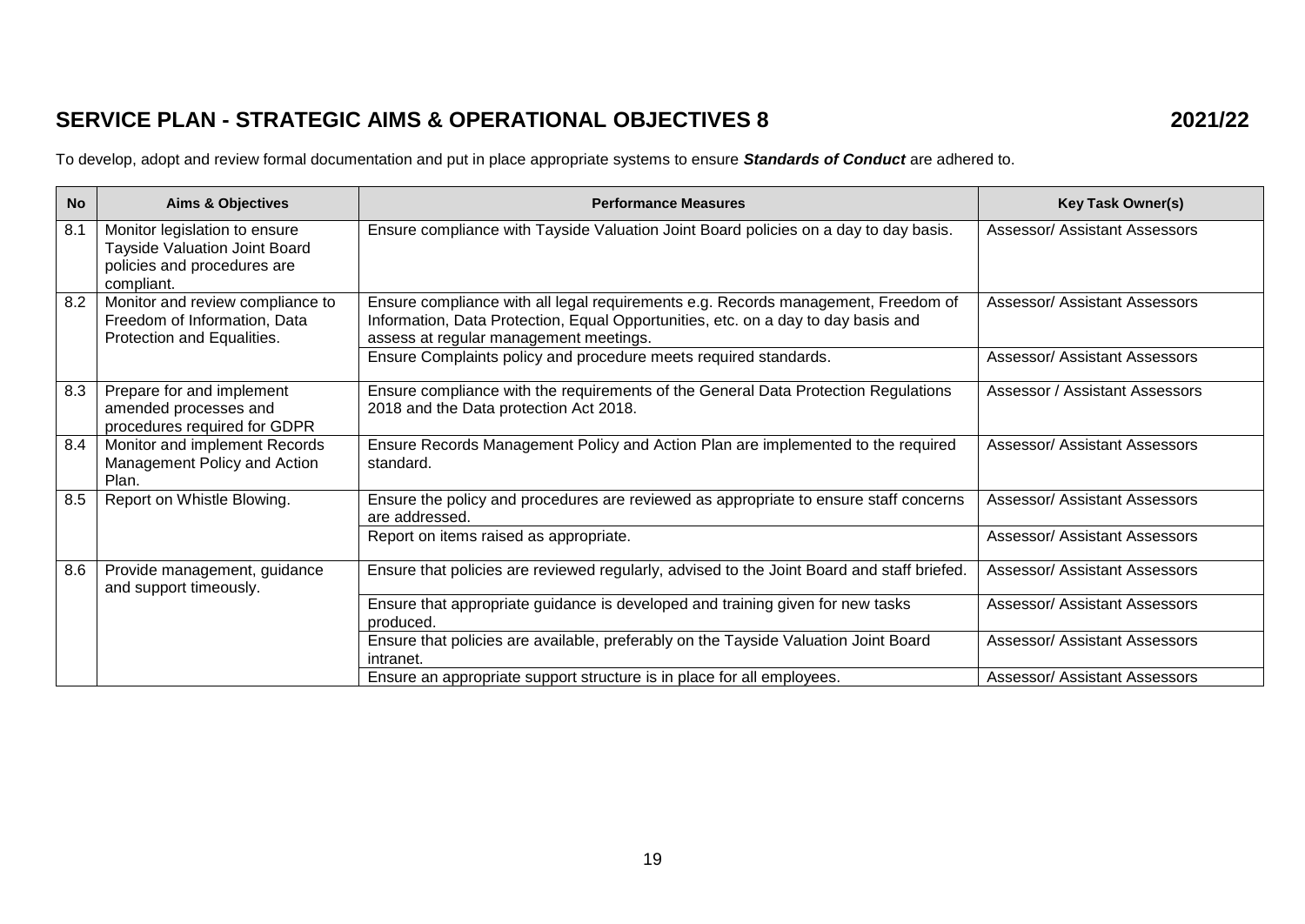# SERVICE PLAN - STRATEGIC AIMS & OPERATIONAL OBJECTIVES 8 2021/22

To develop, adopt and review formal documentation and put in place appropriate systems to ensure ***Standards of Conduct*** are adhered to.

| No | Aims & Objectives | Performance Measures | Key Task Owner(s) |
|---|---|---|---|
| 8.1 | Monitor legislation to ensure Tayside Valuation Joint Board policies and procedures are compliant. | Ensure compliance with Tayside Valuation Joint Board policies on a day to day basis. | Assessor/ Assistant Assessors |
| 8.2 | Monitor and review compliance to Freedom of Information, Data Protection and Equalities. | Ensure compliance with all legal requirements e.g. Records management, Freedom of Information, Data Protection, Equal Opportunities, etc. on a day to day basis and assess at regular management meetings. | Assessor/ Assistant Assessors |
| | | Ensure Complaints policy and procedure meets required standards. | Assessor/ Assistant Assessors |
| 8.3 | Prepare for and implement amended processes and procedures required for GDPR | Ensure compliance with the requirements of the General Data Protection Regulations 2018 and the Data protection Act 2018. | Assessor / Assistant Assessors |
| 8.4 | Monitor and implement Records Management Policy and Action Plan. | Ensure Records Management Policy and Action Plan are implemented to the required standard. | Assessor/ Assistant Assessors |
| 8.5 | Report on Whistle Blowing. | Ensure the policy and procedures are reviewed as appropriate to ensure staff concerns are addressed. | Assessor/ Assistant Assessors |
| | | Report on items raised as appropriate. | Assessor/ Assistant Assessors |
| 8.6 | Provide management, guidance and support timeously. | Ensure that policies are reviewed regularly, advised to the Joint Board and staff briefed. | Assessor/ Assistant Assessors |
| | | Ensure that appropriate guidance is developed and training given for new tasks produced. | Assessor/ Assistant Assessors |
| | | Ensure that policies are available, preferably on the Tayside Valuation Joint Board intranet. | Assessor/ Assistant Assessors |
| | | Ensure an appropriate support structure is in place for all employees. | Assessor/ Assistant Assessors |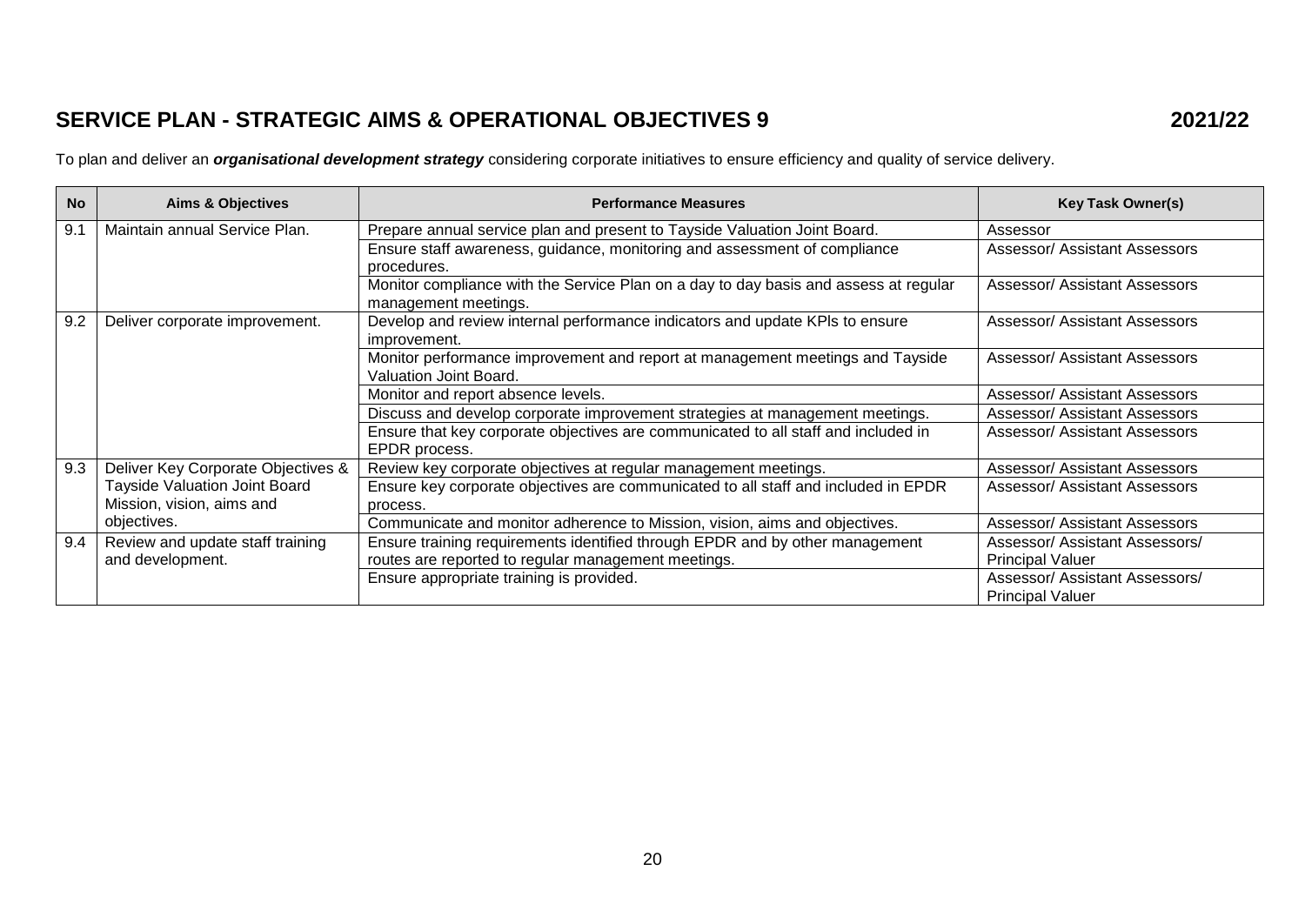## SERVICE PLAN - STRATEGIC AIMS & OPERATIONAL OBJECTIVES 9 2021/22

To plan and deliver an ***organisational development strategy*** considering corporate initiatives to ensure efficiency and quality of service delivery.

| No | Aims & Objectives | Performance Measures | Key Task Owner(s) |
|---|---|---|---|
| 9.1 | Maintain annual Service Plan. | Prepare annual service plan and present to Tayside Valuation Joint Board. | Assessor |
| | | Ensure staff awareness, guidance, monitoring and assessment of compliance procedures. | Assessor/ Assistant Assessors |
| | | Monitor compliance with the Service Plan on a day to day basis and assess at regular management meetings. | Assessor/ Assistant Assessors |
| 9.2 | Deliver corporate improvement. | Develop and review internal performance indicators and update KPIs to ensure improvement. | Assessor/ Assistant Assessors |
| | | Monitor performance improvement and report at management meetings and Tayside Valuation Joint Board. | Assessor/ Assistant Assessors |
| | | Monitor and report absence levels. | Assessor/ Assistant Assessors |
| | | Discuss and develop corporate improvement strategies at management meetings. | Assessor/ Assistant Assessors |
| | | Ensure that key corporate objectives are communicated to all staff and included in EPDR process. | Assessor/ Assistant Assessors |
| 9.3 | Deliver Key Corporate Objectives & Tayside Valuation Joint Board Mission, vision, aims and objectives. | Review key corporate objectives at regular management meetings. | Assessor/ Assistant Assessors |
| | | Ensure key corporate objectives are communicated to all staff and included in EPDR process. | Assessor/ Assistant Assessors |
| | | Communicate and monitor adherence to Mission, vision, aims and objectives. | Assessor/ Assistant Assessors |
| 9.4 | Review and update staff training and development. | Ensure training requirements identified through EPDR and by other management routes are reported to regular management meetings. | Assessor/ Assistant Assessors/ Principal Valuer |
| | | Ensure appropriate training is provided. | Assessor/ Assistant Assessors/ Principal Valuer |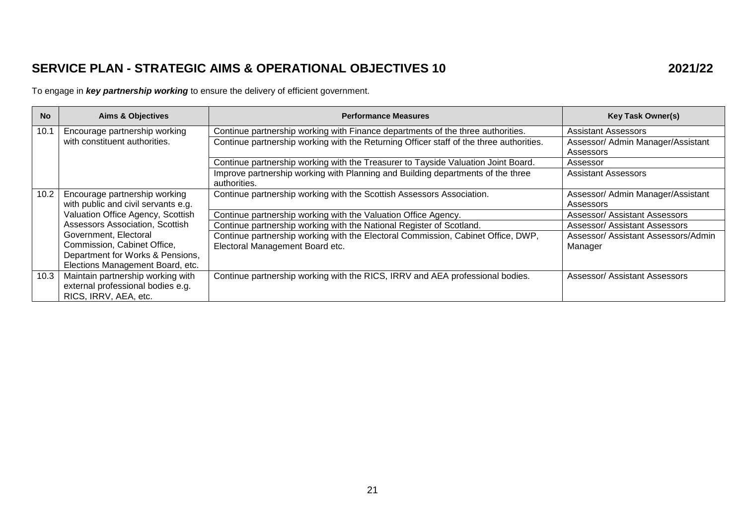## SERVICE PLAN - STRATEGIC AIMS & OPERATIONAL OBJECTIVES 10 2021/22

To engage in ***key partnership working*** to ensure the delivery of efficient government.

| No | Aims & Objectives | Performance Measures | Key Task Owner(s) |
|---|---|---|---|
| 10.1 | Encourage partnership working with constituent authorities. | Continue partnership working with Finance departments of the three authorities. | Assistant Assessors |
| | | Continue partnership working with the Returning Officer staff of the three authorities. | Assessor/ Admin Manager/Assistant Assessors |
| | | Continue partnership working with the Treasurer to Tayside Valuation Joint Board. | Assessor |
| | | Improve partnership working with Planning and Building departments of the three authorities. | Assistant Assessors |
| 10.2 | Encourage partnership working with public and civil servants e.g. Valuation Office Agency, Scottish Assessors Association, Scottish Government, Electoral Commission, Cabinet Office, Department for Works & Pensions, Elections Management Board, etc. | Continue partnership working with the Scottish Assessors Association. | Assessor/ Admin Manager/Assistant Assessors |
| | | Continue partnership working with the Valuation Office Agency. | Assessor/ Assistant Assessors |
| | | Continue partnership working with the National Register of Scotland. | Assessor/ Assistant Assessors |
| | | Continue partnership working with the Electoral Commission, Cabinet Office, DWP, Electoral Management Board etc. | Assessor/ Assistant Assessors/Admin Manager |
| 10.3 | Maintain partnership working with external professional bodies e.g. RICS, IRRV, AEA, etc. | Continue partnership working with the RICS, IRRV and AEA professional bodies. | Assessor/ Assistant Assessors |